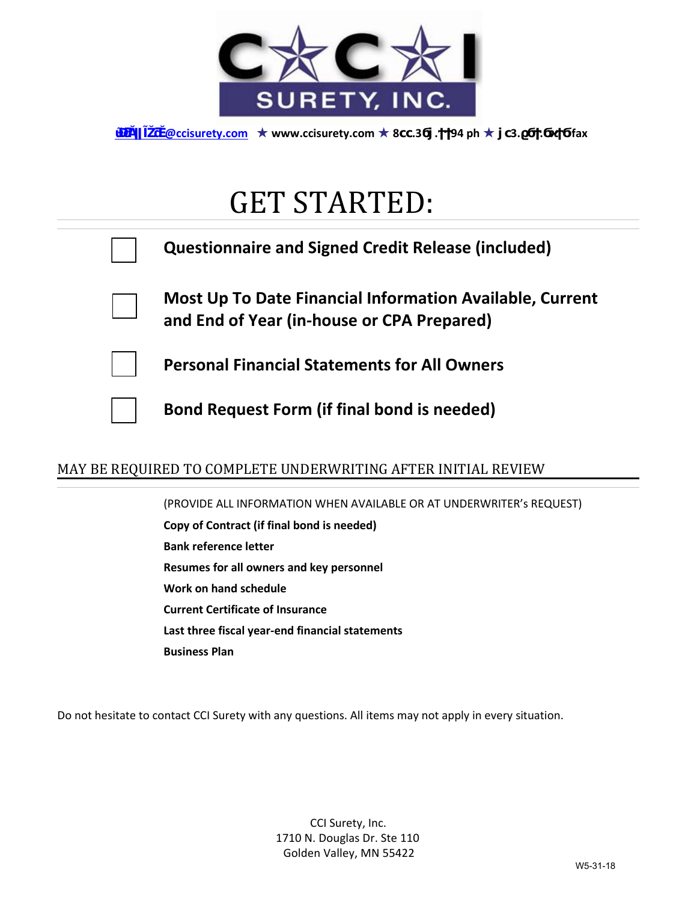CCI SURETY, INC.

ĐŽŶƚĂĐƚ@ccisurety.com ★ www.ccisurety.com ★ 8cc.3ϭ.ϲϲ94 ph ★ ϳc3.ϱϱϲ.ϬϰϲϬfax

# GET STARTED:

- ☐ **Questionnaire and Signed Credit Release (included)**
- ☐ **Most Up To Date Financial Information Available, Current and End of Year (in-house or CPA Prepared)**
- ☐ **Personal Financial Statements for All Owners**
- ☐ **Bond Request Form (if final bond is needed)**

## MAY BE REQUIRED TO COMPLETE UNDERWRITING AFTER INITIAL REVIEW

(PROVIDE ALL INFORMATION WHEN AVAILABLE OR AT UNDERWRITER's REQUEST)

**Copy of Contract (if final bond is needed)**

**Bank reference letter**

**Resumes for all owners and key personnel**

**Work on hand schedule**

**Current Certificate of Insurance**

**Last three fiscal year-end financial statements**

**Business Plan**

Do not hesitate to contact CCI Surety with any questions. All items may not apply in every situation.

CCI Surety, Inc.
1710 N. Douglas Dr. Ste 110
Golden Valley, MN 55422

W5-31-18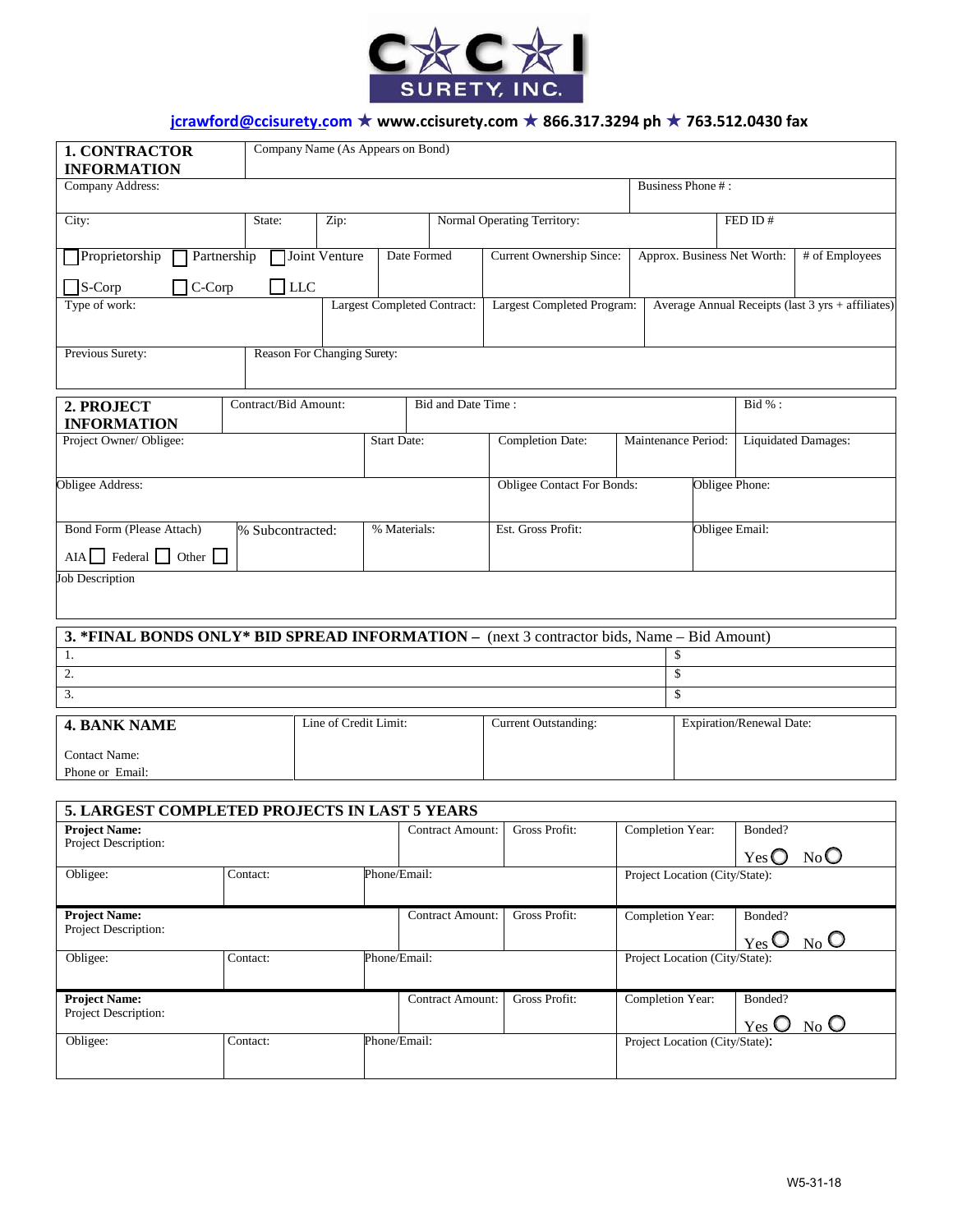# CCI SURETY, INC.

**jcrawford@ccisurety.com ★ www.ccisurety.com ★ 866.317.3294 ph ★ 763.512.0430 fax**

| **1. CONTRACTOR INFORMATION** | Company Name (As Appears on Bond) | | | | |
|---|---|---|---|---|---|
| Company Address: | | | | Business Phone #: | |
| City: | State: | Zip: | Normal Operating Territory: | | FED ID # |
| ☐ Proprietorship ☐ Partnership ☐ Joint Venture ☐ S-Corp ☐ C-Corp ☐ LLC | | Date Formed | Current Ownership Since: | Approx. Business Net Worth: | # of Employees |
| Type of work: | | Largest Completed Contract: | Largest Completed Program: | Average Annual Receipts (last 3 yrs + affiliates) | |
| Previous Surety: | Reason For Changing Surety: | | | | |

| **2. PROJECT INFORMATION** | Contract/Bid Amount: | Bid and Date Time : | | | Bid %: |
|---|---|---|---|---|---|
| Project Owner/ Obligee: | | Start Date: | Completion Date: | Maintenance Period: | Liquidated Damages: |
| Obligee Address: | | | Obligee Contact For Bonds: | | Obligee Phone: |
| Bond Form (Please Attach) AIA ☐ Federal ☐ Other ☐ | % Subcontracted: | % Materials: | Est. Gross Profit: | | Obligee Email: |
| Job Description | | | | | |

| **3. \*FINAL BONDS ONLY\* BID SPREAD INFORMATION –** (next 3 contractor bids, Name – Bid Amount) | |
|---|---|
| 1. | $ |
| 2. | $ |
| 3. | $ |

| **4. BANK NAME** | Line of Credit Limit: | Current Outstanding: | Expiration/Renewal Date: |
|---|---|---|---|
| Contact Name: Phone or Email: | | | |

| **5. LARGEST COMPLETED PROJECTS IN LAST 5 YEARS** | | | | | |
|---|---|---|---|---|---|
| **Project Name:** Project Description: | | Contract Amount: | Gross Profit: | Completion Year: | Bonded? Yes ○ No ○ |
| Obligee: | Contact: | Phone/Email: | | Project Location (City/State): | |
| **Project Name:** Project Description: | | Contract Amount: | Gross Profit: | Completion Year: | Bonded? Yes ○ No ○ |
| Obligee: | Contact: | Phone/Email: | | Project Location (City/State): | |
| **Project Name:** Project Description: | | Contract Amount: | Gross Profit: | Completion Year: | Bonded? Yes ○ No ○ |
| Obligee: | Contact: | Phone/Email: | | Project Location (City/State): | |

W5-31-18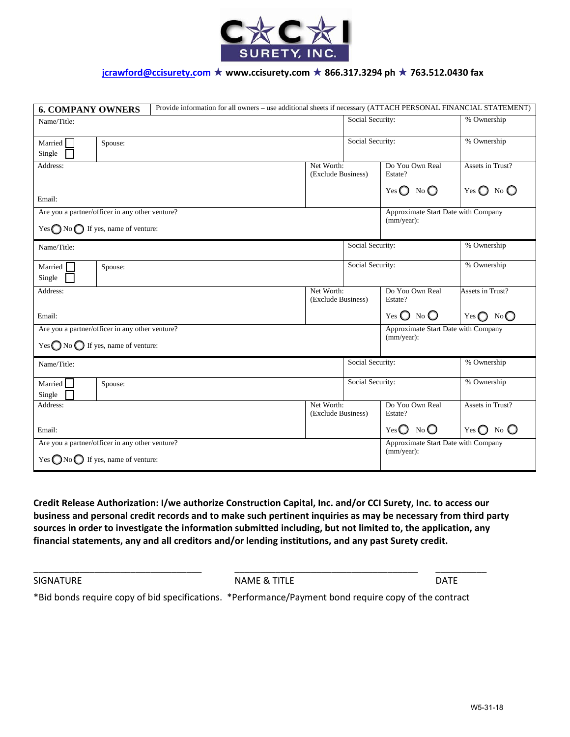**CCI SURETY, INC.**

jcrawford@ccisurety.com ★ www.ccisurety.com ★ 866.317.3294 ph ★ 763.512.0430 fax

| **6. COMPANY OWNERS** | Provide information for all owners – use additional sheets if necessary (ATTACH PERSONAL FINANCIAL STATEMENT) | | | |
|---|---|---|---|---|
| Name/Title: | | Social Security: | | % Ownership |
| Married ☐ Single ☐ | Spouse: | Social Security: | | % Ownership |
| Address: Email: | Net Worth: (Exclude Business) | | Do You Own Real Estate? Yes ◯ No ◯ | Assets in Trust? Yes ◯ No ◯ |
| Are you a partner/officer in any other venture? Yes ◯ No ◯ If yes, name of venture: | | | Approximate Start Date with Company (mm/year): | |
| Name/Title: | | Social Security: | | % Ownership |
| Married ☐ Single ☐ | Spouse: | Social Security: | | % Ownership |
| Address: Email: | Net Worth: (Exclude Business) | | Do You Own Real Estate? Yes ◯ No ◯ | Assets in Trust? Yes ◯ No ◯ |
| Are you a partner/officer in any other venture? Yes ◯ No ◯ If yes, name of venture: | | | Approximate Start Date with Company (mm/year): | |
| Name/Title: | | Social Security: | | % Ownership |
| Married ☐ Single ☐ | Spouse: | Social Security: | | % Ownership |
| Address: Email: | Net Worth: (Exclude Business) | | Do You Own Real Estate? Yes ◯ No ◯ | Assets in Trust? Yes ◯ No ◯ |
| Are you a partner/officer in any other venture? Yes ◯ No ◯ If yes, name of venture: | | | Approximate Start Date with Company (mm/year): | |

**Credit Release Authorization: I/we authorize Construction Capital, Inc. and/or CCI Surety, Inc. to access our business and personal credit records and to make such pertinent inquiries as may be necessary from third party sources in order to investigate the information submitted including, but not limited to, the application, any financial statements, any and all creditors and/or lending institutions, and any past Surety credit.**

_______________________________ _______________________________ __________

SIGNATURE NAME & TITLE DATE

*Bid bonds require copy of bid specifications. *Performance/Payment bond require copy of the contract

W5-31-18